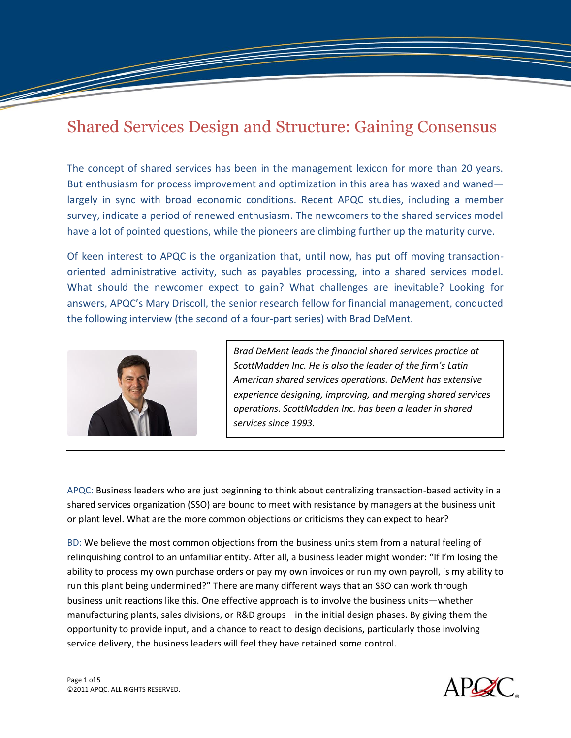# Shared Services Design and Structure: Gaining Consensus

The concept of shared services has been in the management lexicon for more than 20 years. But enthusiasm for process improvement and optimization in this area has waxed and waned—largely in sync with broad economic conditions. Recent APQC studies, including a member survey, indicate a period of renewed enthusiasm. The newcomers to the shared services model have a lot of pointed questions, while the pioneers are climbing further up the maturity curve.

Of keen interest to APQC is the organization that, until now, has put off moving transaction-oriented administrative activity, such as payables processing, into a shared services model. What should the newcomer expect to gain? What challenges are inevitable? Looking for answers, APQC's Mary Driscoll, the senior research fellow for financial management, conducted the following interview (the second of a four-part series) with Brad DeMent.

*Brad DeMent leads the financial shared services practice at ScottMadden Inc. He is also the leader of the firm's Latin American shared services operations. DeMent has extensive experience designing, improving, and merging shared services operations. ScottMadden Inc. has been a leader in shared services since 1993.*

---

APQC: Business leaders who are just beginning to think about centralizing transaction-based activity in a shared services organization (SSO) are bound to meet with resistance by managers at the business unit or plant level. What are the more common objections or criticisms they can expect to hear?

BD: We believe the most common objections from the business units stem from a natural feeling of relinquishing control to an unfamiliar entity. After all, a business leader might wonder: "If I'm losing the ability to process my own purchase orders or pay my own invoices or run my own payroll, is my ability to run this plant being undermined?" There are many different ways that an SSO can work through business unit reactions like this. One effective approach is to involve the business units—whether manufacturing plants, sales divisions, or R&D groups—in the initial design phases. By giving them the opportunity to provide input, and a chance to react to design decisions, particularly those involving service delivery, the business leaders will feel they have retained some control.

©2011 APQC. ALL RIGHTS RESERVED.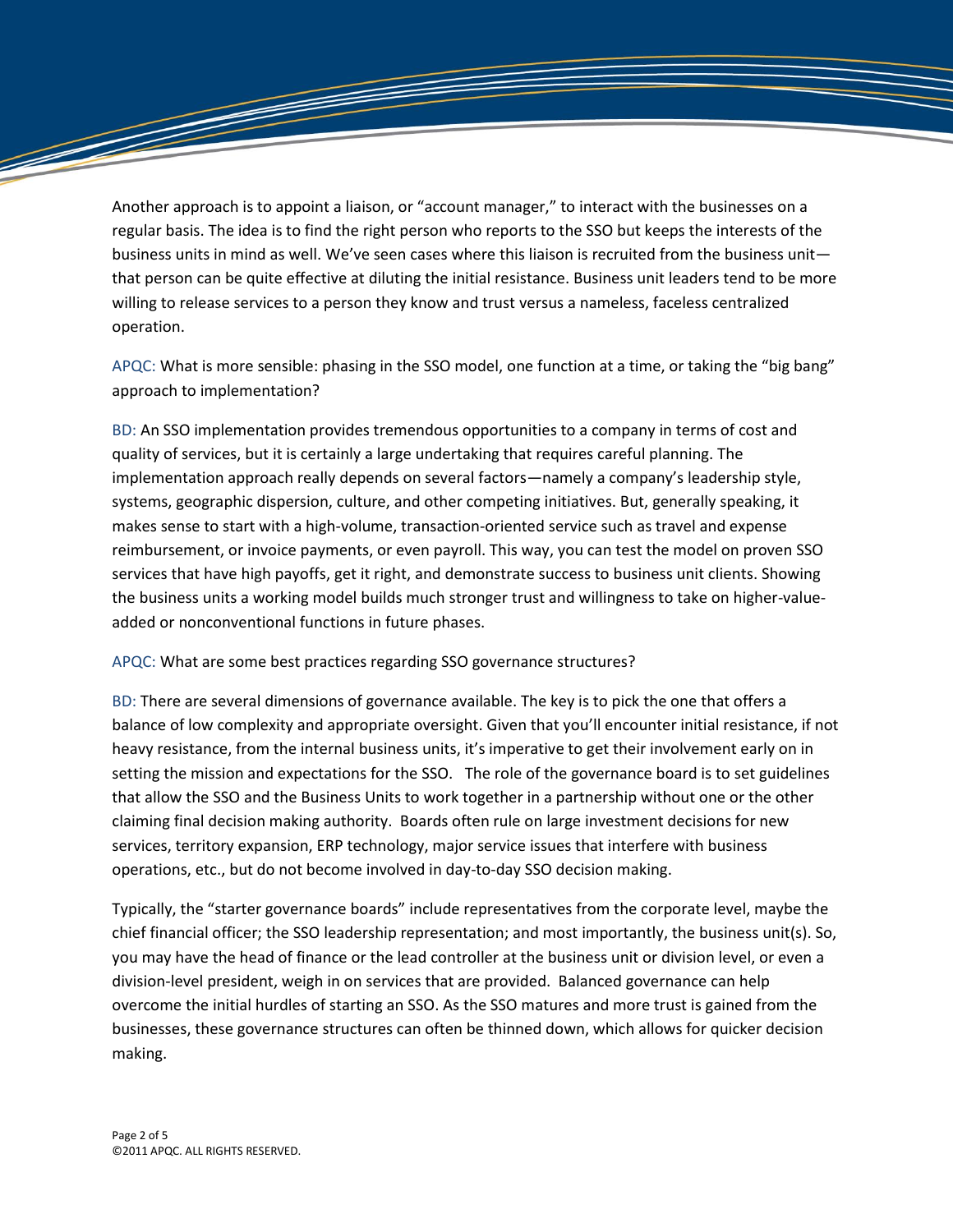Another approach is to appoint a liaison, or "account manager," to interact with the businesses on a regular basis. The idea is to find the right person who reports to the SSO but keeps the interests of the business units in mind as well. We've seen cases where this liaison is recruited from the business unit—that person can be quite effective at diluting the initial resistance. Business unit leaders tend to be more willing to release services to a person they know and trust versus a nameless, faceless centralized operation.

APQC: What is more sensible: phasing in the SSO model, one function at a time, or taking the "big bang" approach to implementation?

BD: An SSO implementation provides tremendous opportunities to a company in terms of cost and quality of services, but it is certainly a large undertaking that requires careful planning. The implementation approach really depends on several factors—namely a company's leadership style, systems, geographic dispersion, culture, and other competing initiatives. But, generally speaking, it makes sense to start with a high-volume, transaction-oriented service such as travel and expense reimbursement, or invoice payments, or even payroll. This way, you can test the model on proven SSO services that have high payoffs, get it right, and demonstrate success to business unit clients. Showing the business units a working model builds much stronger trust and willingness to take on higher-value-added or nonconventional functions in future phases.

APQC: What are some best practices regarding SSO governance structures?

BD: There are several dimensions of governance available. The key is to pick the one that offers a balance of low complexity and appropriate oversight. Given that you'll encounter initial resistance, if not heavy resistance, from the internal business units, it's imperative to get their involvement early on in setting the mission and expectations for the SSO. The role of the governance board is to set guidelines that allow the SSO and the Business Units to work together in a partnership without one or the other claiming final decision making authority. Boards often rule on large investment decisions for new services, territory expansion, ERP technology, major service issues that interfere with business operations, etc., but do not become involved in day-to-day SSO decision making.

Typically, the "starter governance boards" include representatives from the corporate level, maybe the chief financial officer; the SSO leadership representation; and most importantly, the business unit(s). So, you may have the head of finance or the lead controller at the business unit or division level, or even a division-level president, weigh in on services that are provided. Balanced governance can help overcome the initial hurdles of starting an SSO. As the SSO matures and more trust is gained from the businesses, these governance structures can often be thinned down, which allows for quicker decision making.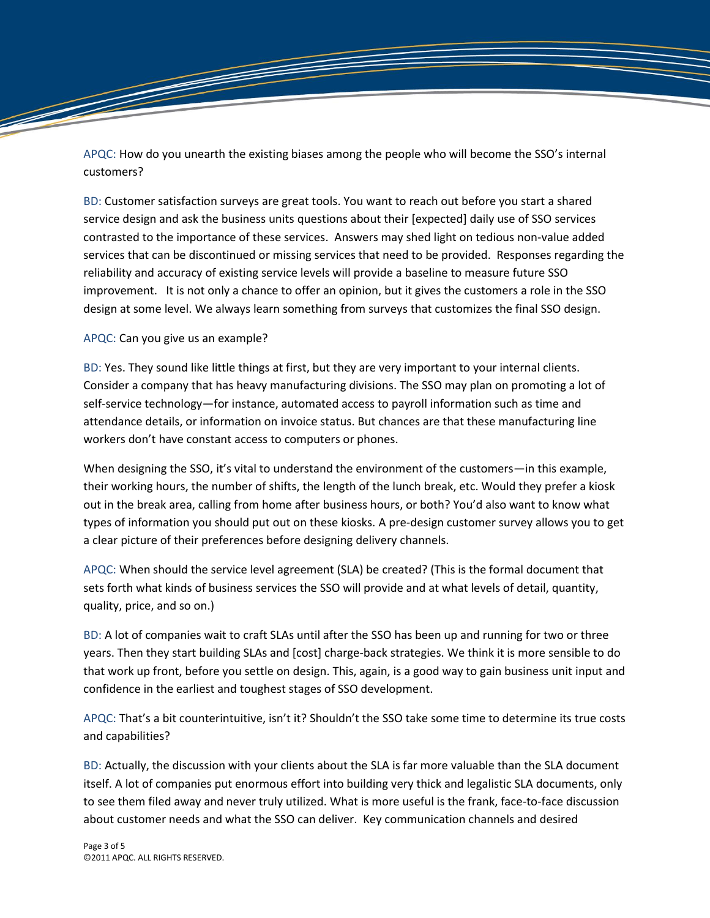APQC: How do you unearth the existing biases among the people who will become the SSO's internal customers?

BD: Customer satisfaction surveys are great tools. You want to reach out before you start a shared service design and ask the business units questions about their [expected] daily use of SSO services contrasted to the importance of these services. Answers may shed light on tedious non-value added services that can be discontinued or missing services that need to be provided. Responses regarding the reliability and accuracy of existing service levels will provide a baseline to measure future SSO improvement. It is not only a chance to offer an opinion, but it gives the customers a role in the SSO design at some level. We always learn something from surveys that customizes the final SSO design.

APQC: Can you give us an example?

BD: Yes. They sound like little things at first, but they are very important to your internal clients. Consider a company that has heavy manufacturing divisions. The SSO may plan on promoting a lot of self-service technology—for instance, automated access to payroll information such as time and attendance details, or information on invoice status. But chances are that these manufacturing line workers don't have constant access to computers or phones.

When designing the SSO, it's vital to understand the environment of the customers—in this example, their working hours, the number of shifts, the length of the lunch break, etc. Would they prefer a kiosk out in the break area, calling from home after business hours, or both? You'd also want to know what types of information you should put out on these kiosks. A pre-design customer survey allows you to get a clear picture of their preferences before designing delivery channels.

APQC: When should the service level agreement (SLA) be created? (This is the formal document that sets forth what kinds of business services the SSO will provide and at what levels of detail, quantity, quality, price, and so on.)

BD: A lot of companies wait to craft SLAs until after the SSO has been up and running for two or three years. Then they start building SLAs and [cost] charge-back strategies. We think it is more sensible to do that work up front, before you settle on design. This, again, is a good way to gain business unit input and confidence in the earliest and toughest stages of SSO development.

APQC: That's a bit counterintuitive, isn't it? Shouldn't the SSO take some time to determine its true costs and capabilities?

BD: Actually, the discussion with your clients about the SLA is far more valuable than the SLA document itself. A lot of companies put enormous effort into building very thick and legalistic SLA documents, only to see them filed away and never truly utilized. What is more useful is the frank, face-to-face discussion about customer needs and what the SSO can deliver. Key communication channels and desired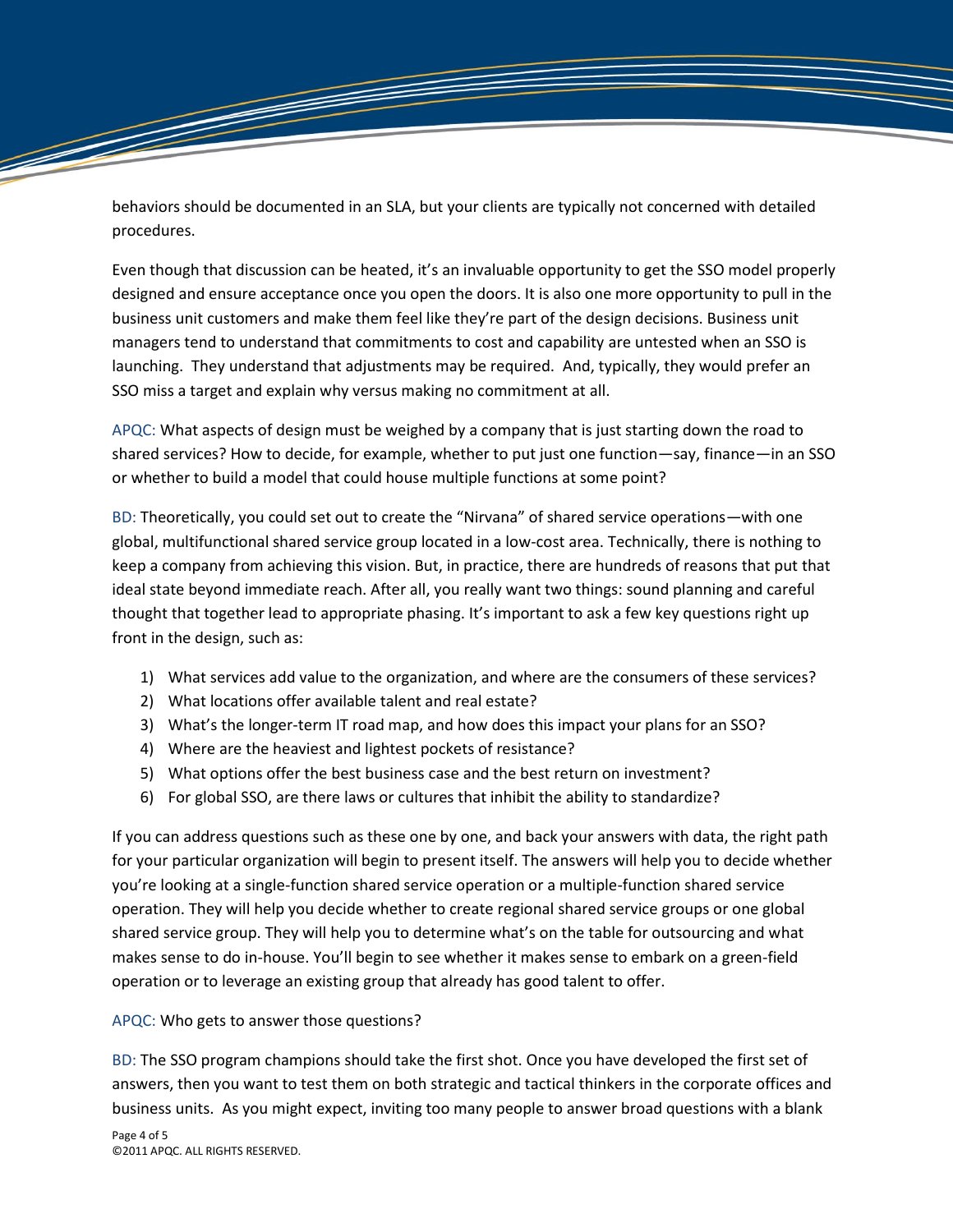behaviors should be documented in an SLA, but your clients are typically not concerned with detailed procedures.

Even though that discussion can be heated, it's an invaluable opportunity to get the SSO model properly designed and ensure acceptance once you open the doors. It is also one more opportunity to pull in the business unit customers and make them feel like they're part of the design decisions. Business unit managers tend to understand that commitments to cost and capability are untested when an SSO is launching. They understand that adjustments may be required. And, typically, they would prefer an SSO miss a target and explain why versus making no commitment at all.

APQC: What aspects of design must be weighed by a company that is just starting down the road to shared services? How to decide, for example, whether to put just one function—say, finance—in an SSO or whether to build a model that could house multiple functions at some point?

BD: Theoretically, you could set out to create the "Nirvana" of shared service operations—with one global, multifunctional shared service group located in a low-cost area. Technically, there is nothing to keep a company from achieving this vision. But, in practice, there are hundreds of reasons that put that ideal state beyond immediate reach. After all, you really want two things: sound planning and careful thought that together lead to appropriate phasing. It's important to ask a few key questions right up front in the design, such as:

1) What services add value to the organization, and where are the consumers of these services?
2) What locations offer available talent and real estate?
3) What's the longer-term IT road map, and how does this impact your plans for an SSO?
4) Where are the heaviest and lightest pockets of resistance?
5) What options offer the best business case and the best return on investment?
6) For global SSO, are there laws or cultures that inhibit the ability to standardize?

If you can address questions such as these one by one, and back your answers with data, the right path for your particular organization will begin to present itself. The answers will help you to decide whether you're looking at a single-function shared service operation or a multiple-function shared service operation. They will help you decide whether to create regional shared service groups or one global shared service group. They will help you to determine what's on the table for outsourcing and what makes sense to do in-house. You'll begin to see whether it makes sense to embark on a green-field operation or to leverage an existing group that already has good talent to offer.

APQC: Who gets to answer those questions?

BD: The SSO program champions should take the first shot. Once you have developed the first set of answers, then you want to test them on both strategic and tactical thinkers in the corporate offices and business units. As you might expect, inviting too many people to answer broad questions with a blank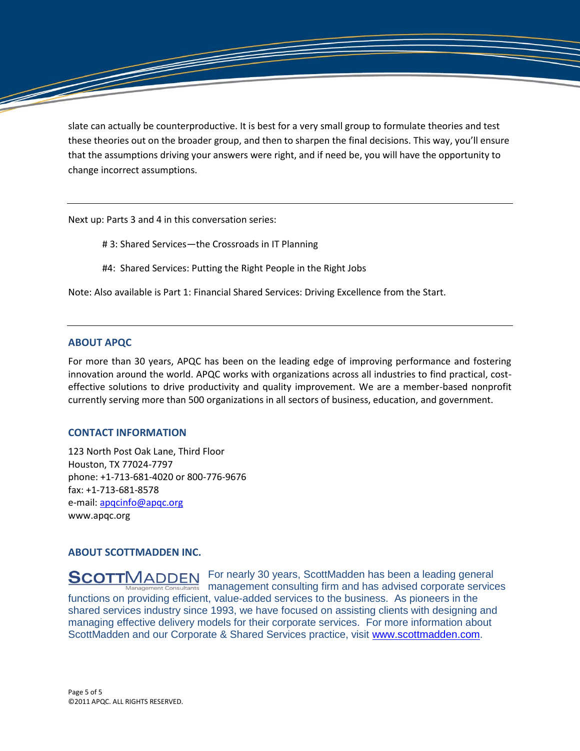slate can actually be counterproductive. It is best for a very small group to formulate theories and test these theories out on the broader group, and then to sharpen the final decisions. This way, you'll ensure that the assumptions driving your answers were right, and if need be, you will have the opportunity to change incorrect assumptions.

---

Next up: Parts 3 and 4 in this conversation series:

# 3: Shared Services—the Crossroads in IT Planning

#4: Shared Services: Putting the Right People in the Right Jobs

Note: Also available is Part 1: Financial Shared Services: Driving Excellence from the Start.

---

## ABOUT APQC

For more than 30 years, APQC has been on the leading edge of improving performance and fostering innovation around the world. APQC works with organizations across all industries to find practical, cost-effective solutions to drive productivity and quality improvement. We are a member-based nonprofit currently serving more than 500 organizations in all sectors of business, education, and government.

## CONTACT INFORMATION

123 North Post Oak Lane, Third Floor
Houston, TX 77024-7797
phone: +1-713-681-4020 or 800-776-9676
fax: +1-713-681-8578
e-mail: apqcinfo@apqc.org
www.apqc.org

## ABOUT SCOTTMADDEN INC.

SCOTTMADDEN Management Consultants

For nearly 30 years, ScottMadden has been a leading general management consulting firm and has advised corporate services functions on providing efficient, value-added services to the business. As pioneers in the shared services industry since 1993, we have focused on assisting clients with designing and managing effective delivery models for their corporate services. For more information about ScottMadden and our Corporate & Shared Services practice, visit www.scottmadden.com.

©2011 APQC. ALL RIGHTS RESERVED.